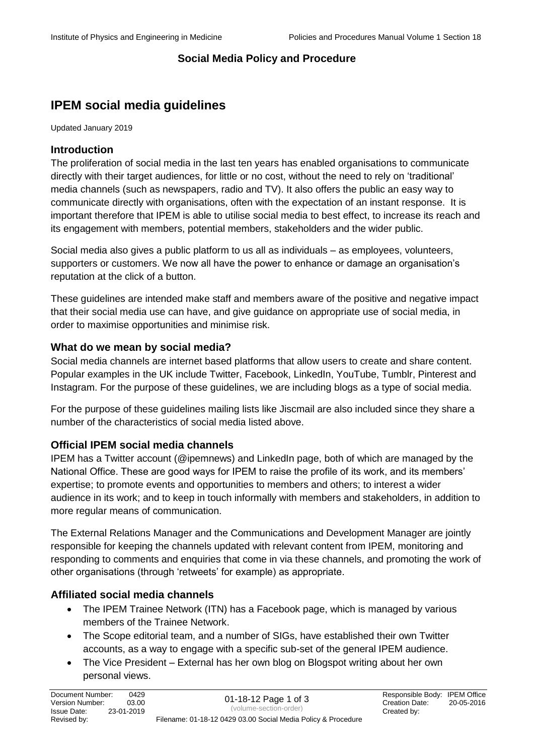## Social Media Policy and Procedure

# IPEM social media guidelines

Updated January 2019

### Introduction

The proliferation of social media in the last ten years has enabled organisations to communicate directly with their target audiences, for little or no cost, without the need to rely on 'traditional' media channels (such as newspapers, radio and TV). It also offers the public an easy way to communicate directly with organisations, often with the expectation of an instant response. It is important therefore that IPEM is able to utilise social media to best effect, to increase its reach and its engagement with members, potential members, stakeholders and the wider public.

Social media also gives a public platform to us all as individuals – as employees, volunteers, supporters or customers. We now all have the power to enhance or damage an organisation's reputation at the click of a button.

These guidelines are intended make staff and members aware of the positive and negative impact that their social media use can have, and give guidance on appropriate use of social media, in order to maximise opportunities and minimise risk.

### What do we mean by social media?

Social media channels are internet based platforms that allow users to create and share content. Popular examples in the UK include Twitter, Facebook, LinkedIn, YouTube, Tumblr, Pinterest and Instagram. For the purpose of these guidelines, we are including blogs as a type of social media.

For the purpose of these guidelines mailing lists like Jiscmail are also included since they share a number of the characteristics of social media listed above.

### Official IPEM social media channels

IPEM has a Twitter account (@ipemnews) and LinkedIn page, both of which are managed by the National Office. These are good ways for IPEM to raise the profile of its work, and its members' expertise; to promote events and opportunities to members and others; to interest a wider audience in its work; and to keep in touch informally with members and stakeholders, in addition to more regular means of communication.

The External Relations Manager and the Communications and Development Manager are jointly responsible for keeping the channels updated with relevant content from IPEM, monitoring and responding to comments and enquiries that come in via these channels, and promoting the work of other organisations (through 'retweets' for example) as appropriate.

### Affiliated social media channels

- The IPEM Trainee Network (ITN) has a Facebook page, which is managed by various members of the Trainee Network.
- The Scope editorial team, and a number of SIGs, have established their own Twitter accounts, as a way to engage with a specific sub-set of the general IPEM audience.
- The Vice President – External has her own blog on Blogspot writing about her own personal views.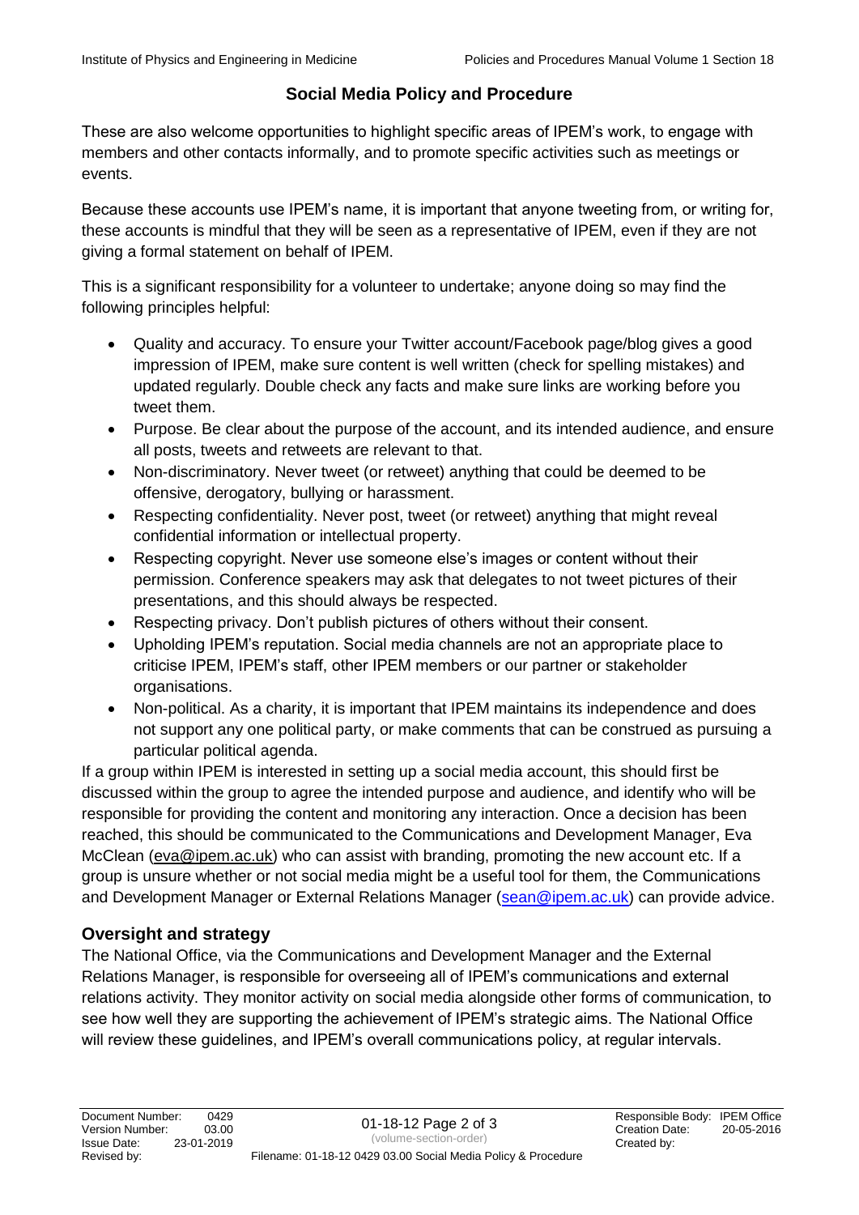## Social Media Policy and Procedure

These are also welcome opportunities to highlight specific areas of IPEM's work, to engage with members and other contacts informally, and to promote specific activities such as meetings or events.

Because these accounts use IPEM's name, it is important that anyone tweeting from, or writing for, these accounts is mindful that they will be seen as a representative of IPEM, even if they are not giving a formal statement on behalf of IPEM.

This is a significant responsibility for a volunteer to undertake; anyone doing so may find the following principles helpful:

- Quality and accuracy. To ensure your Twitter account/Facebook page/blog gives a good impression of IPEM, make sure content is well written (check for spelling mistakes) and updated regularly. Double check any facts and make sure links are working before you tweet them.
- Purpose. Be clear about the purpose of the account, and its intended audience, and ensure all posts, tweets and retweets are relevant to that.
- Non-discriminatory. Never tweet (or retweet) anything that could be deemed to be offensive, derogatory, bullying or harassment.
- Respecting confidentiality. Never post, tweet (or retweet) anything that might reveal confidential information or intellectual property.
- Respecting copyright. Never use someone else's images or content without their permission. Conference speakers may ask that delegates to not tweet pictures of their presentations, and this should always be respected.
- Respecting privacy. Don't publish pictures of others without their consent.
- Upholding IPEM's reputation. Social media channels are not an appropriate place to criticise IPEM, IPEM's staff, other IPEM members or our partner or stakeholder organisations.
- Non-political. As a charity, it is important that IPEM maintains its independence and does not support any one political party, or make comments that can be construed as pursuing a particular political agenda.

If a group within IPEM is interested in setting up a social media account, this should first be discussed within the group to agree the intended purpose and audience, and identify who will be responsible for providing the content and monitoring any interaction. Once a decision has been reached, this should be communicated to the Communications and Development Manager, Eva McClean (eva@ipem.ac.uk) who can assist with branding, promoting the new account etc. If a group is unsure whether or not social media might be a useful tool for them, the Communications and Development Manager or External Relations Manager (sean@ipem.ac.uk) can provide advice.

### Oversight and strategy

The National Office, via the Communications and Development Manager and the External Relations Manager, is responsible for overseeing all of IPEM's communications and external relations activity. They monitor activity on social media alongside other forms of communication, to see how well they are supporting the achievement of IPEM's strategic aims. The National Office will review these guidelines, and IPEM's overall communications policy, at regular intervals.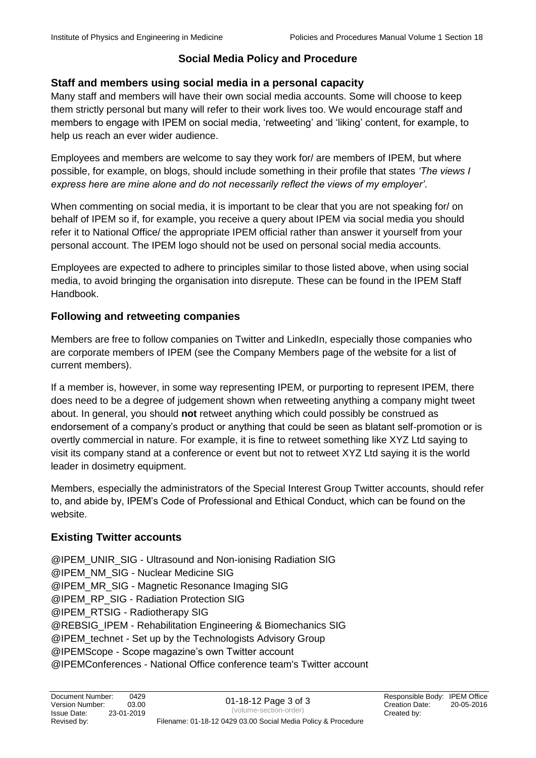## Social Media Policy and Procedure

### Staff and members using social media in a personal capacity

Many staff and members will have their own social media accounts. Some will choose to keep them strictly personal but many will refer to their work lives too. We would encourage staff and members to engage with IPEM on social media, 'retweeting' and 'liking' content, for example, to help us reach an ever wider audience.

Employees and members are welcome to say they work for/ are members of IPEM, but where possible, for example, on blogs, should include something in their profile that states *'The views I express here are mine alone and do not necessarily reflect the views of my employer'*.

When commenting on social media, it is important to be clear that you are not speaking for/ on behalf of IPEM so if, for example, you receive a query about IPEM via social media you should refer it to National Office/ the appropriate IPEM official rather than answer it yourself from your personal account. The IPEM logo should not be used on personal social media accounts.

Employees are expected to adhere to principles similar to those listed above, when using social media, to avoid bringing the organisation into disrepute. These can be found in the IPEM Staff Handbook.

### Following and retweeting companies

Members are free to follow companies on Twitter and LinkedIn, especially those companies who are corporate members of IPEM (see the Company Members page of the website for a list of current members).

If a member is, however, in some way representing IPEM, or purporting to represent IPEM, there does need to be a degree of judgement shown when retweeting anything a company might tweet about. In general, you should **not** retweet anything which could possibly be construed as endorsement of a company's product or anything that could be seen as blatant self-promotion or is overtly commercial in nature. For example, it is fine to retweet something like XYZ Ltd saying to visit its company stand at a conference or event but not to retweet XYZ Ltd saying it is the world leader in dosimetry equipment.

Members, especially the administrators of the Special Interest Group Twitter accounts, should refer to, and abide by, IPEM's Code of Professional and Ethical Conduct, which can be found on the website.

### Existing Twitter accounts

@IPEM_UNIR_SIG - Ultrasound and Non-ionising Radiation SIG
@IPEM_NM_SIG - Nuclear Medicine SIG
@IPEM_MR_SIG - Magnetic Resonance Imaging SIG
@IPEM_RP_SIG - Radiation Protection SIG
@IPEM_RTSIG - Radiotherapy SIG
@REBSIG_IPEM - Rehabilitation Engineering & Biomechanics SIG
@IPEM_technet - Set up by the Technologists Advisory Group
@IPEMScope - Scope magazine's own Twitter account
@IPEMConferences - National Office conference team's Twitter account